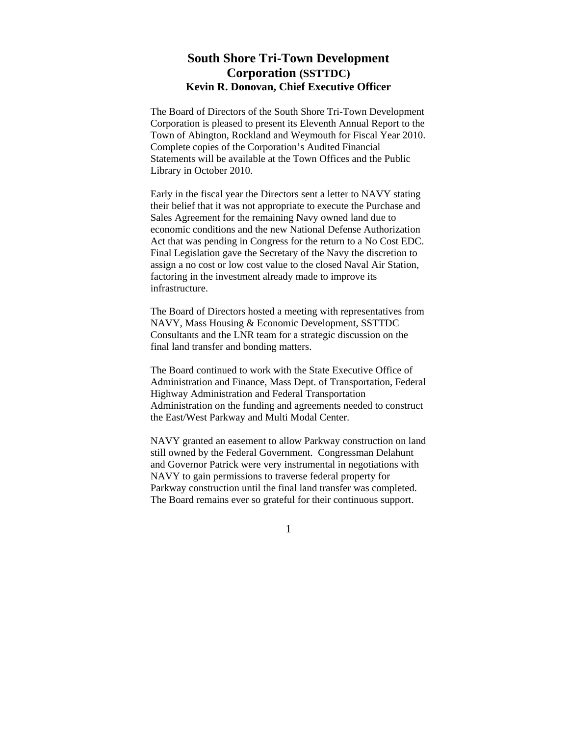# South Shore Tri-Town Development Corporation (SSTTDC)

### Kevin R. Donovan, Chief Executive Officer

The Board of Directors of the South Shore Tri-Town Development Corporation is pleased to present its Eleventh Annual Report to the Town of Abington, Rockland and Weymouth for Fiscal Year 2010. Complete copies of the Corporation's Audited Financial Statements will be available at the Town Offices and the Public Library in October 2010.

Early in the fiscal year the Directors sent a letter to NAVY stating their belief that it was not appropriate to execute the Purchase and Sales Agreement for the remaining Navy owned land due to economic conditions and the new National Defense Authorization Act that was pending in Congress for the return to a No Cost EDC. Final Legislation gave the Secretary of the Navy the discretion to assign a no cost or low cost value to the closed Naval Air Station, factoring in the investment already made to improve its infrastructure.

The Board of Directors hosted a meeting with representatives from NAVY, Mass Housing & Economic Development, SSTTDC Consultants and the LNR team for a strategic discussion on the final land transfer and bonding matters.

The Board continued to work with the State Executive Office of Administration and Finance, Mass Dept. of Transportation, Federal Highway Administration and Federal Transportation Administration on the funding and agreements needed to construct the East/West Parkway and Multi Modal Center.

NAVY granted an easement to allow Parkway construction on land still owned by the Federal Government. Congressman Delahunt and Governor Patrick were very instrumental in negotiations with NAVY to gain permissions to traverse federal property for Parkway construction until the final land transfer was completed. The Board remains ever so grateful for their continuous support.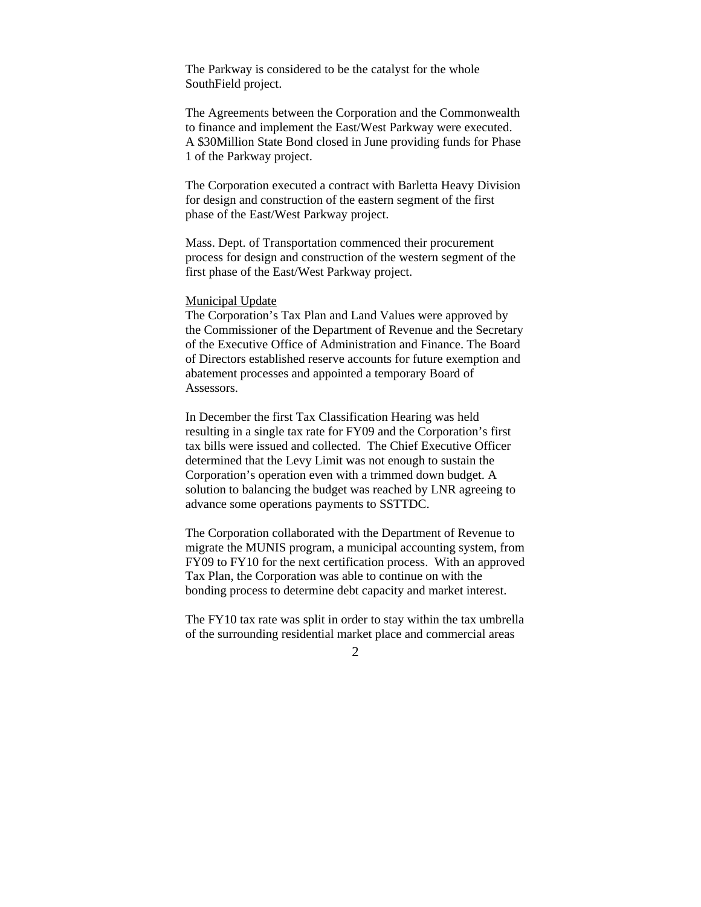The Parkway is considered to be the catalyst for the whole SouthField project.

The Agreements between the Corporation and the Commonwealth to finance and implement the East/West Parkway were executed. A $30Million State Bond closed in June providing funds for Phase 1 of the Parkway project.

The Corporation executed a contract with Barletta Heavy Division for design and construction of the eastern segment of the first phase of the East/West Parkway project.

Mass. Dept. of Transportation commenced their procurement process for design and construction of the western segment of the first phase of the East/West Parkway project.

<u>Municipal Update</u>

The Corporation's Tax Plan and Land Values were approved by the Commissioner of the Department of Revenue and the Secretary of the Executive Office of Administration and Finance. The Board of Directors established reserve accounts for future exemption and abatement processes and appointed a temporary Board of Assessors.

In December the first Tax Classification Hearing was held resulting in a single tax rate for FY09 and the Corporation's first tax bills were issued and collected. The Chief Executive Officer determined that the Levy Limit was not enough to sustain the Corporation's operation even with a trimmed down budget. A solution to balancing the budget was reached by LNR agreeing to advance some operations payments to SSTTDC.

The Corporation collaborated with the Department of Revenue to migrate the MUNIS program, a municipal accounting system, from FY09 to FY10 for the next certification process. With an approved Tax Plan, the Corporation was able to continue on with the bonding process to determine debt capacity and market interest.

The FY10 tax rate was split in order to stay within the tax umbrella of the surrounding residential market place and commercial areas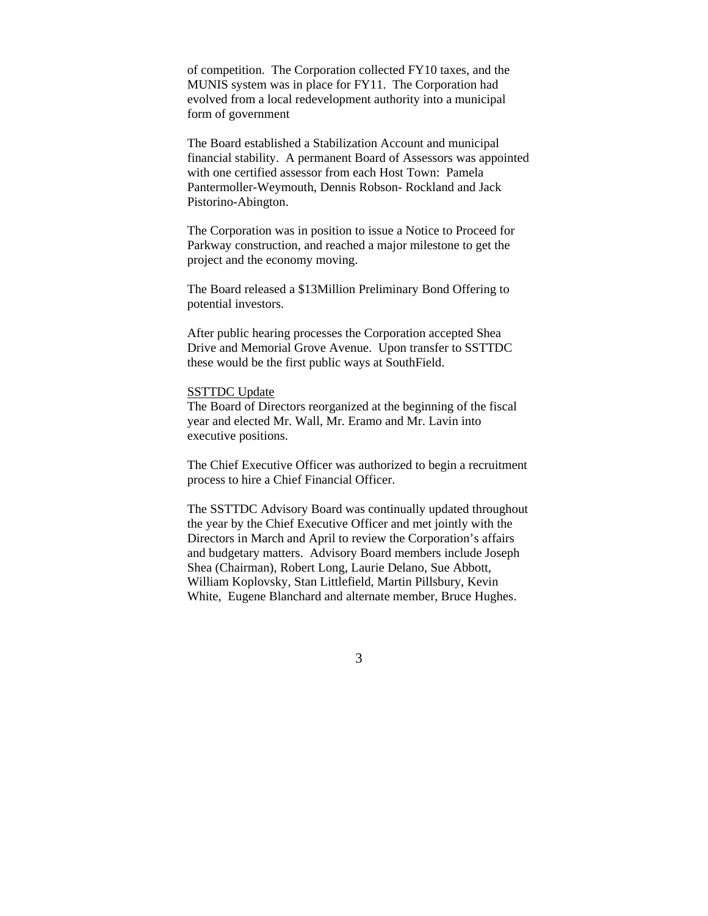of competition. The Corporation collected FY10 taxes, and the MUNIS system was in place for FY11. The Corporation had evolved from a local redevelopment authority into a municipal form of government

The Board established a Stabilization Account and municipal financial stability. A permanent Board of Assessors was appointed with one certified assessor from each Host Town: Pamela Pantermoller-Weymouth, Dennis Robson- Rockland and Jack Pistorino-Abington.

The Corporation was in position to issue a Notice to Proceed for Parkway construction, and reached a major milestone to get the project and the economy moving.

The Board released a $13Million Preliminary Bond Offering to potential investors.

After public hearing processes the Corporation accepted Shea Drive and Memorial Grove Avenue. Upon transfer to SSTTDC these would be the first public ways at SouthField.

SSTTDC Update

The Board of Directors reorganized at the beginning of the fiscal year and elected Mr. Wall, Mr. Eramo and Mr. Lavin into executive positions.

The Chief Executive Officer was authorized to begin a recruitment process to hire a Chief Financial Officer.

The SSTTDC Advisory Board was continually updated throughout the year by the Chief Executive Officer and met jointly with the Directors in March and April to review the Corporation's affairs and budgetary matters. Advisory Board members include Joseph Shea (Chairman), Robert Long, Laurie Delano, Sue Abbott, William Koplovsky, Stan Littlefield, Martin Pillsbury, Kevin White, Eugene Blanchard and alternate member, Bruce Hughes.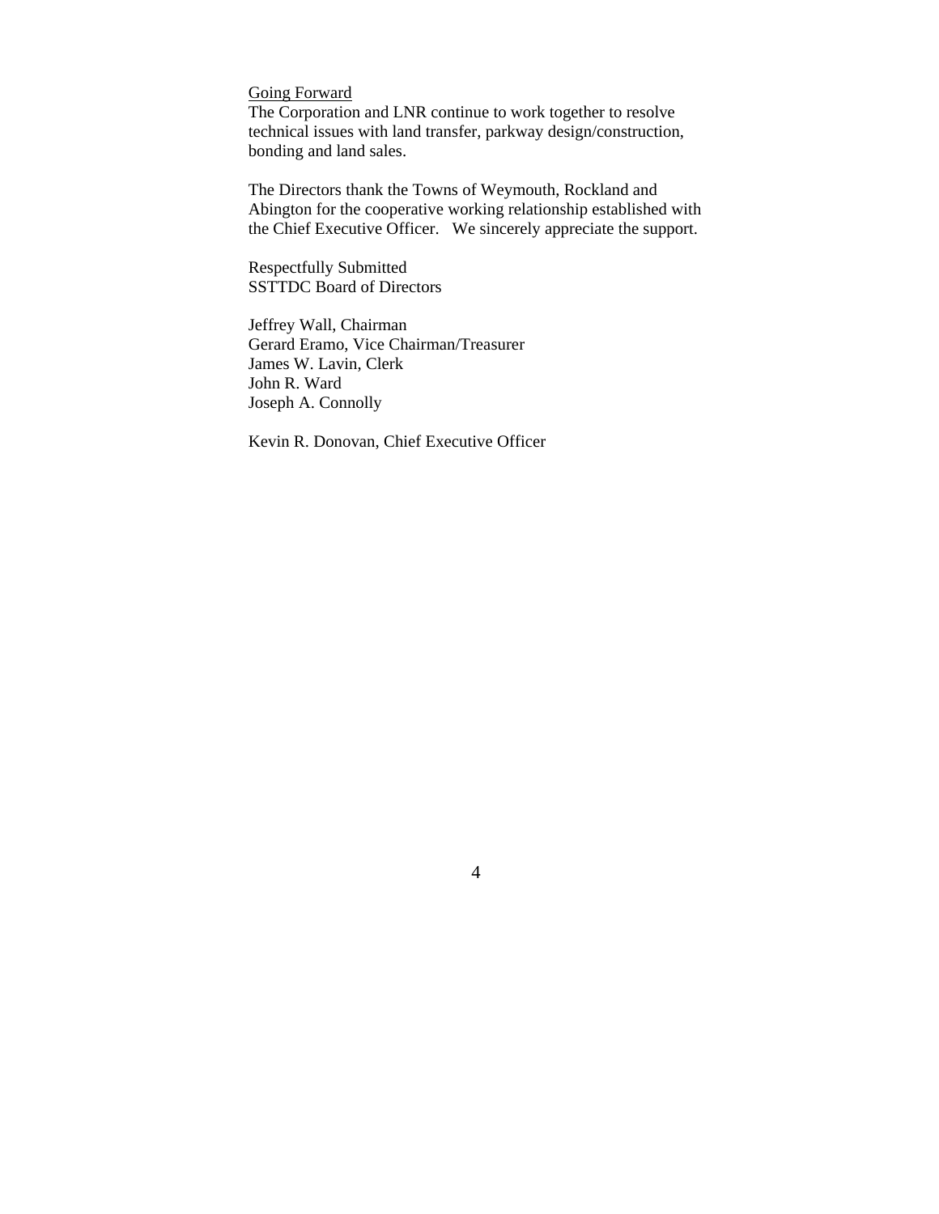## Going Forward

The Corporation and LNR continue to work together to resolve technical issues with land transfer, parkway design/construction, bonding and land sales.

The Directors thank the Towns of Weymouth, Rockland and Abington for the cooperative working relationship established with the Chief Executive Officer. We sincerely appreciate the support.

Respectfully Submitted
SSTTDC Board of Directors

Jeffrey Wall, Chairman
Gerard Eramo, Vice Chairman/Treasurer
James W. Lavin, Clerk
John R. Ward
Joseph A. Connolly

Kevin R. Donovan, Chief Executive Officer